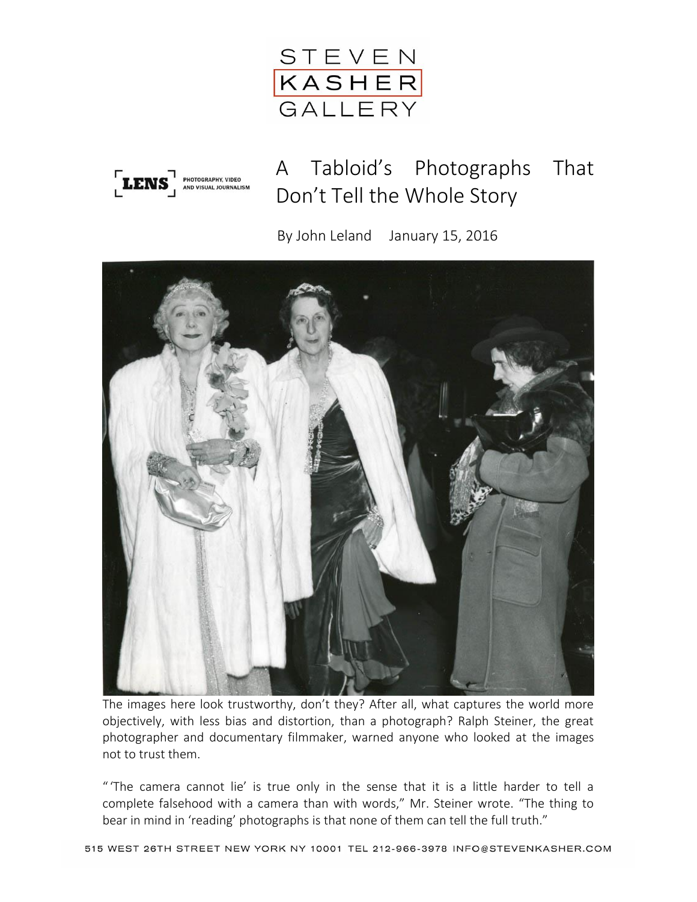STEVEN KASHER GALLERY

LENS PHOTOGRAPHY, VIDEO AND VISUAL JOURNALISM

# A Tabloid's Photographs That Don't Tell the Whole Story

By John Leland January 15, 2016

The images here look trustworthy, don't they? After all, what captures the world more objectively, with less bias and distortion, than a photograph? Ralph Steiner, the great photographer and documentary filmmaker, warned anyone who looked at the images not to trust them.

"'The camera cannot lie' is true only in the sense that it is a little harder to tell a complete falsehood with a camera than with words," Mr. Steiner wrote. "The thing to bear in mind in 'reading' photographs is that none of them can tell the full truth."

515 WEST 26TH STREET NEW YORK NY 10001 TEL 212-966-3978 INFO@STEVENKASHER.COM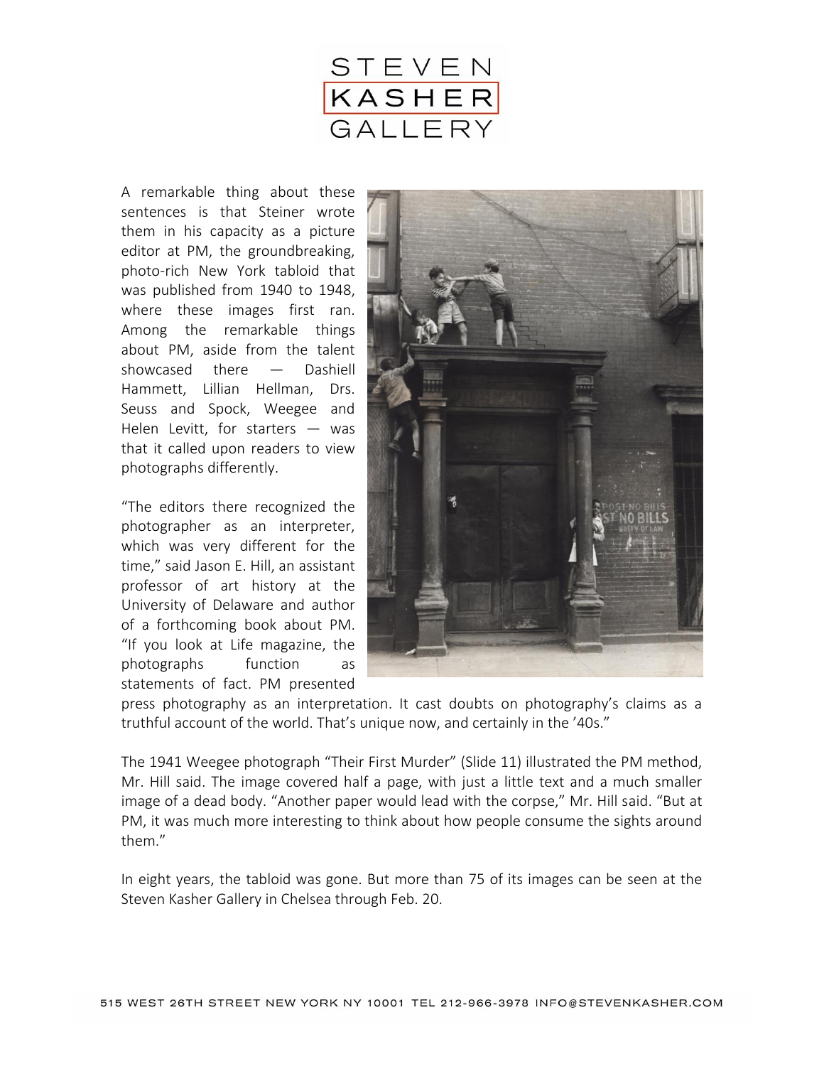A remarkable thing about these sentences is that Steiner wrote them in his capacity as a picture editor at PM, the groundbreaking, photo-rich New York tabloid that was published from 1940 to 1948, where these images first ran. Among the remarkable things about PM, aside from the talent showcased there — Dashiell Hammett, Lillian Hellman, Drs. Seuss and Spock, Weegee and Helen Levitt, for starters — was that it called upon readers to view photographs differently.

"The editors there recognized the photographer as an interpreter, which was very different for the time," said Jason E. Hill, an assistant professor of art history at the University of Delaware and author of a forthcoming book about PM. "If you look at Life magazine, the photographs function as statements of fact. PM presented press photography as an interpretation. It cast doubts on photography's claims as a truthful account of the world. That's unique now, and certainly in the '40s."

The 1941 Weegee photograph "Their First Murder" (Slide 11) illustrated the PM method, Mr. Hill said. The image covered half a page, with just a little text and a much smaller image of a dead body. "Another paper would lead with the corpse," Mr. Hill said. "But at PM, it was much more interesting to think about how people consume the sights around them."

In eight years, the tabloid was gone. But more than 75 of its images can be seen at the Steven Kasher Gallery in Chelsea through Feb. 20.